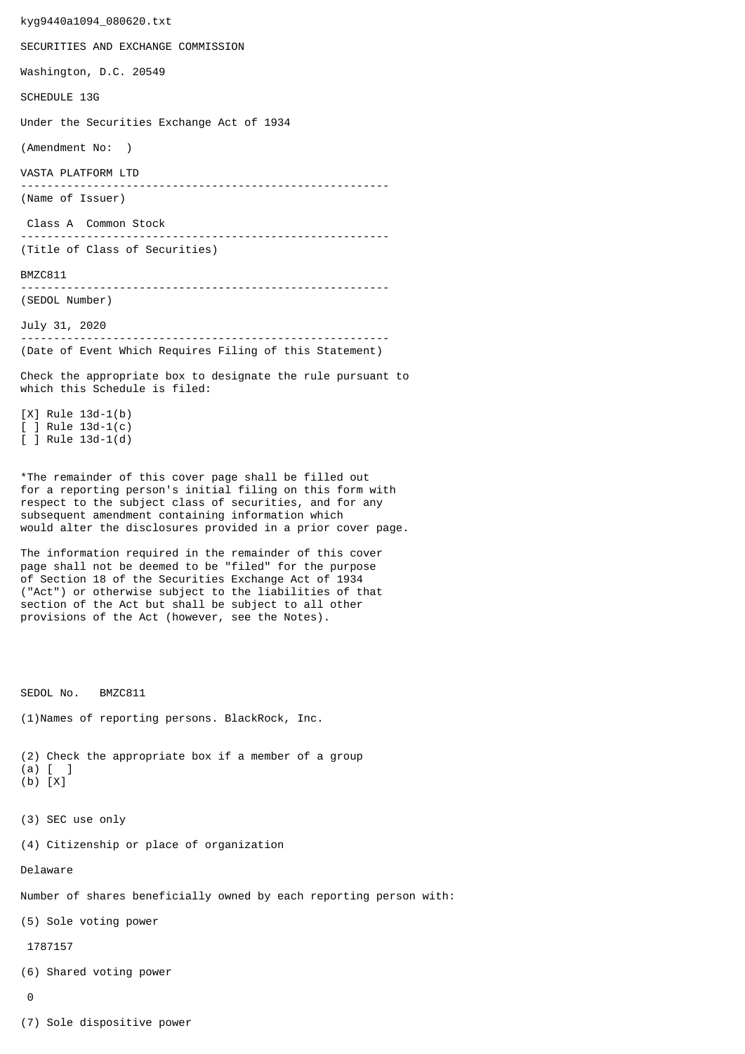kyg9440a1094_080620.txt

SECURITIES AND EXCHANGE COMMISSION

Washington, D.C. 20549

SCHEDULE 13G

Under the Securities Exchange Act of 1934

(Amendment No:  )

VASTA PLATFORM LTD

---

(Name of Issuer)

Class A  Common Stock

---

(Title of Class of Securities)

BMZC811

---

(SEDOL Number)

July 31, 2020

---

(Date of Event Which Requires Filing of this Statement)

Check the appropriate box to designate the rule pursuant to which this Schedule is filed:

[X] Rule 13d-1(b)
[ ] Rule 13d-1(c)
[ ] Rule 13d-1(d)

*The remainder of this cover page shall be filled out for a reporting person's initial filing on this form with respect to the subject class of securities, and for any subsequent amendment containing information which would alter the disclosures provided in a prior cover page.

The information required in the remainder of this cover page shall not be deemed to be "filed" for the purpose of Section 18 of the Securities Exchange Act of 1934 ("Act") or otherwise subject to the liabilities of that section of the Act but shall be subject to all other provisions of the Act (however, see the Notes).

SEDOL No.   BMZC811

(1)Names of reporting persons. BlackRock, Inc.

(2) Check the appropriate box if a member of a group
(a) [ ]
(b) [X]

(3) SEC use only

(4) Citizenship or place of organization

Delaware

Number of shares beneficially owned by each reporting person with:

(5) Sole voting power

1787157

(6) Shared voting power

0

(7) Sole dispositive power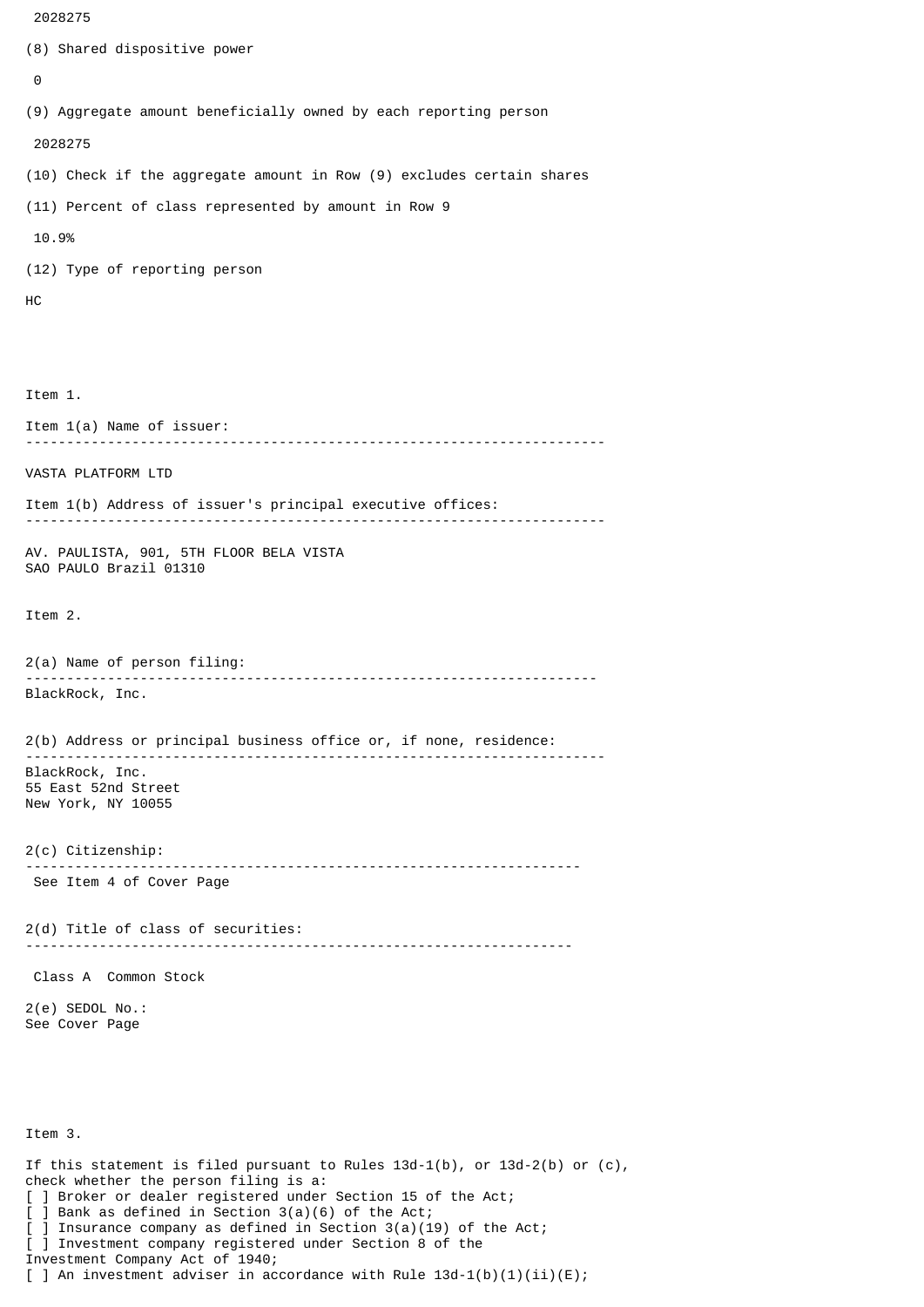2028275

(8) Shared dispositive power

0

(9) Aggregate amount beneficially owned by each reporting person

2028275

(10) Check if the aggregate amount in Row (9) excludes certain shares

(11) Percent of class represented by amount in Row 9

10.9%

(12) Type of reporting person

HC

Item 1.

Item 1(a) Name of issuer:

---

VASTA PLATFORM LTD

Item 1(b) Address of issuer's principal executive offices:

---

AV. PAULISTA, 901, 5TH FLOOR BELA VISTA
SAO PAULO Brazil 01310

Item 2.

2(a) Name of person filing:

---

BlackRock, Inc.

2(b) Address or principal business office or, if none, residence:

---

BlackRock, Inc.
55 East 52nd Street
New York, NY 10055

2(c) Citizenship:

---

See Item 4 of Cover Page

2(d) Title of class of securities:

---

Class A Common Stock

2(e) SEDOL No.:
See Cover Page

Item 3.

If this statement is filed pursuant to Rules 13d-1(b), or 13d-2(b) or (c), check whether the person filing is a:

[ ] Broker or dealer registered under Section 15 of the Act;
[ ] Bank as defined in Section 3(a)(6) of the Act;
[ ] Insurance company as defined in Section 3(a)(19) of the Act;
[ ] Investment company registered under Section 8 of the Investment Company Act of 1940;
[ ] An investment adviser in accordance with Rule 13d-1(b)(1)(ii)(E);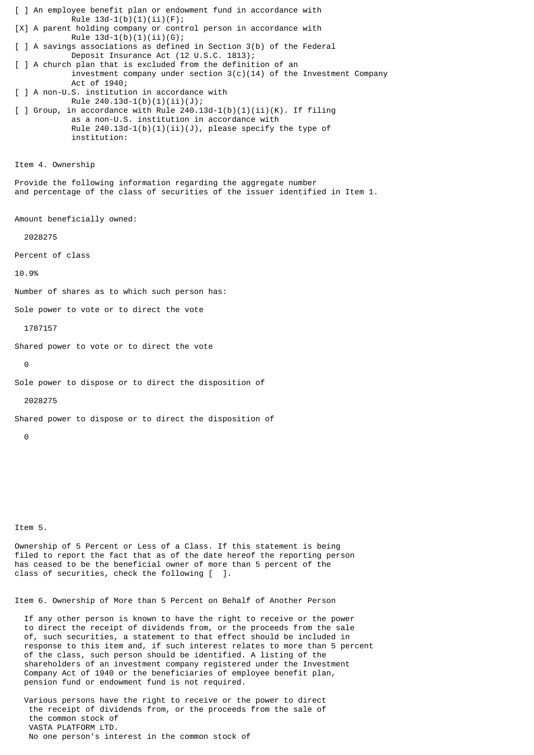[ ] An employee benefit plan or endowment fund in accordance with Rule 13d-1(b)(1)(ii)(F);

[X] A parent holding company or control person in accordance with Rule 13d-1(b)(1)(ii)(G);

[ ] A savings associations as defined in Section 3(b) of the Federal Deposit Insurance Act (12 U.S.C. 1813);

[ ] A church plan that is excluded from the definition of an investment company under section 3(c)(14) of the Investment Company Act of 1940;

[ ] A non-U.S. institution in accordance with Rule 240.13d-1(b)(1)(ii)(J);

[ ] Group, in accordance with Rule 240.13d-1(b)(1)(ii)(K). If filing as a non-U.S. institution in accordance with Rule 240.13d-1(b)(1)(ii)(J), please specify the type of institution:

Item 4. Ownership

Provide the following information regarding the aggregate number and percentage of the class of securities of the issuer identified in Item 1.

Amount beneficially owned:

2028275

Percent of class

10.9%

Number of shares as to which such person has:

Sole power to vote or to direct the vote

1787157

Shared power to vote or to direct the vote

0

Sole power to dispose or to direct the disposition of

2028275

Shared power to dispose or to direct the disposition of

0

Item 5.

Ownership of 5 Percent or Less of a Class. If this statement is being filed to report the fact that as of the date hereof the reporting person has ceased to be the beneficial owner of more than 5 percent of the class of securities, check the following [ ].

Item 6. Ownership of More than 5 Percent on Behalf of Another Person

If any other person is known to have the right to receive or the power to direct the receipt of dividends from, or the proceeds from the sale of, such securities, a statement to that effect should be included in response to this item and, if such interest relates to more than 5 percent of the class, such person should be identified. A listing of the shareholders of an investment company registered under the Investment Company Act of 1940 or the beneficiaries of employee benefit plan, pension fund or endowment fund is not required.

Various persons have the right to receive or the power to direct the receipt of dividends from, or the proceeds from the sale of the common stock of VASTA PLATFORM LTD. No one person's interest in the common stock of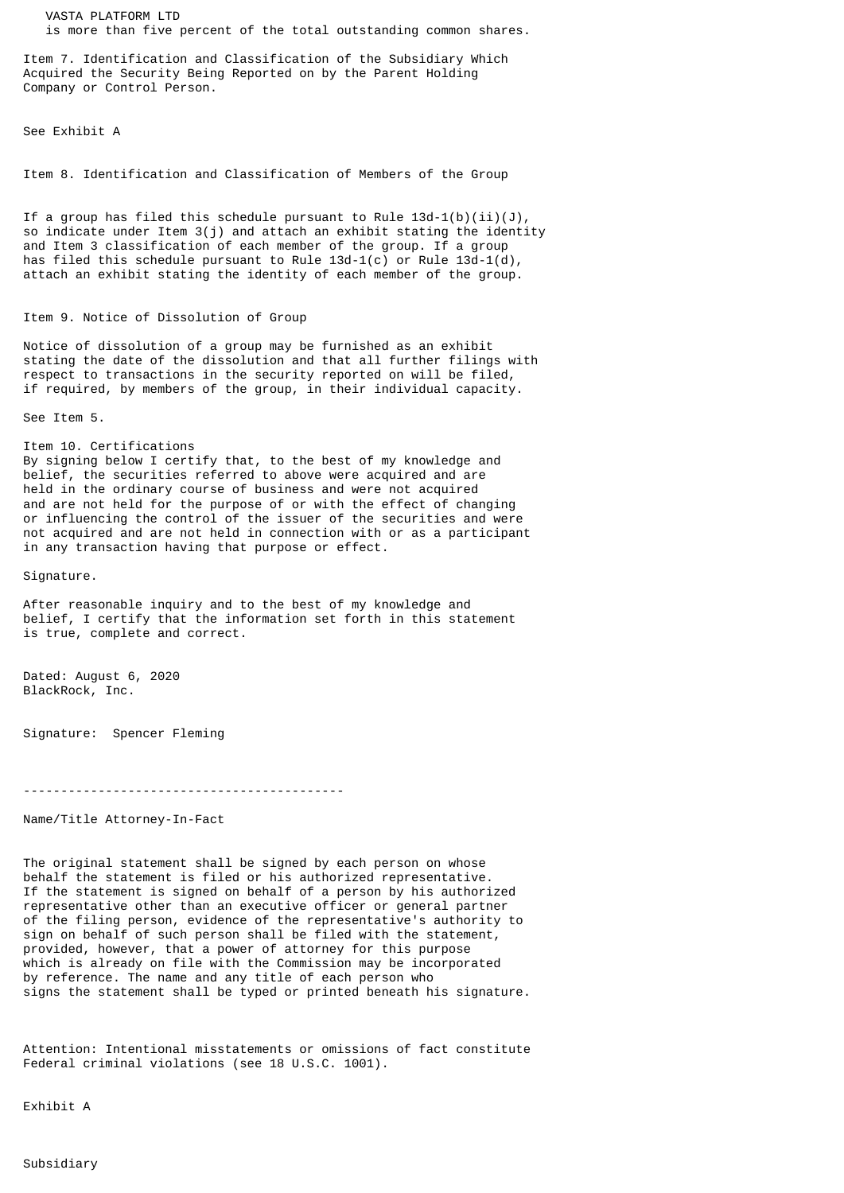VASTA PLATFORM LTD
is more than five percent of the total outstanding common shares.

Item 7. Identification and Classification of the Subsidiary Which Acquired the Security Being Reported on by the Parent Holding Company or Control Person.

See Exhibit A

Item 8. Identification and Classification of Members of the Group

If a group has filed this schedule pursuant to Rule 13d-1(b)(ii)(J), so indicate under Item 3(j) and attach an exhibit stating the identity and Item 3 classification of each member of the group. If a group has filed this schedule pursuant to Rule 13d-1(c) or Rule 13d-1(d), attach an exhibit stating the identity of each member of the group.

Item 9. Notice of Dissolution of Group

Notice of dissolution of a group may be furnished as an exhibit stating the date of the dissolution and that all further filings with respect to transactions in the security reported on will be filed, if required, by members of the group, in their individual capacity.

See Item 5.

Item 10. Certifications
By signing below I certify that, to the best of my knowledge and belief, the securities referred to above were acquired and are held in the ordinary course of business and were not acquired and are not held for the purpose of or with the effect of changing or influencing the control of the issuer of the securities and were not acquired and are not held in connection with or as a participant in any transaction having that purpose or effect.

Signature.

After reasonable inquiry and to the best of my knowledge and belief, I certify that the information set forth in this statement is true, complete and correct.

Dated: August 6, 2020
BlackRock, Inc.

Signature: Spencer Fleming

-------------------------------------------

Name/Title Attorney-In-Fact

The original statement shall be signed by each person on whose behalf the statement is filed or his authorized representative. If the statement is signed on behalf of a person by his authorized representative other than an executive officer or general partner of the filing person, evidence of the representative's authority to sign on behalf of such person shall be filed with the statement, provided, however, that a power of attorney for this purpose which is already on file with the Commission may be incorporated by reference. The name and any title of each person who signs the statement shall be typed or printed beneath his signature.

Attention: Intentional misstatements or omissions of fact constitute Federal criminal violations (see 18 U.S.C. 1001).

Exhibit A

Subsidiary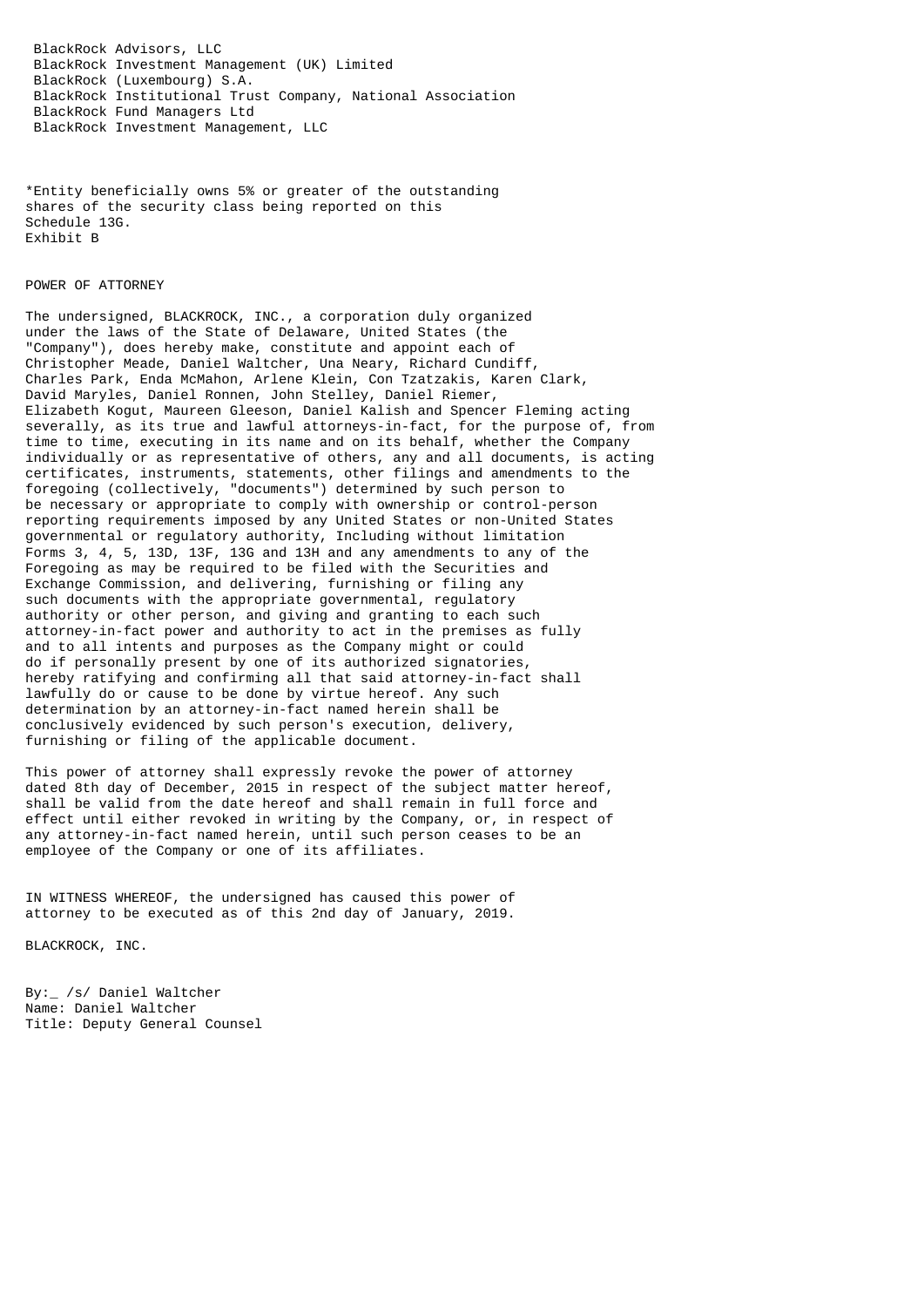BlackRock Advisors, LLC
BlackRock Investment Management (UK) Limited
BlackRock (Luxembourg) S.A.
BlackRock Institutional Trust Company, National Association
BlackRock Fund Managers Ltd
BlackRock Investment Management, LLC

*Entity beneficially owns 5% or greater of the outstanding shares of the security class being reported on this Schedule 13G.

Exhibit B

POWER OF ATTORNEY

The undersigned, BLACKROCK, INC., a corporation duly organized under the laws of the State of Delaware, United States (the "Company"), does hereby make, constitute and appoint each of Christopher Meade, Daniel Waltcher, Una Neary, Richard Cundiff, Charles Park, Enda McMahon, Arlene Klein, Con Tzatzakis, Karen Clark, David Maryles, Daniel Ronnen, John Stelley, Daniel Riemer, Elizabeth Kogut, Maureen Gleeson, Daniel Kalish and Spencer Fleming acting severally, as its true and lawful attorneys-in-fact, for the purpose of, from time to time, executing in its name and on its behalf, whether the Company individually or as representative of others, any and all documents, is acting certificates, instruments, statements, other filings and amendments to the foregoing (collectively, "documents") determined by such person to be necessary or appropriate to comply with ownership or control-person reporting requirements imposed by any United States or non-United States governmental or regulatory authority, Including without limitation Forms 3, 4, 5, 13D, 13F, 13G and 13H and any amendments to any of the Foregoing as may be required to be filed with the Securities and Exchange Commission, and delivering, furnishing or filing any such documents with the appropriate governmental, regulatory authority or other person, and giving and granting to each such attorney-in-fact power and authority to act in the premises as fully and to all intents and purposes as the Company might or could do if personally present by one of its authorized signatories, hereby ratifying and confirming all that said attorney-in-fact shall lawfully do or cause to be done by virtue hereof. Any such determination by an attorney-in-fact named herein shall be conclusively evidenced by such person's execution, delivery, furnishing or filing of the applicable document.

This power of attorney shall expressly revoke the power of attorney dated 8th day of December, 2015 in respect of the subject matter hereof, shall be valid from the date hereof and shall remain in full force and effect until either revoked in writing by the Company, or, in respect of any attorney-in-fact named herein, until such person ceases to be an employee of the Company or one of its affiliates.

IN WITNESS WHEREOF, the undersigned has caused this power of attorney to be executed as of this 2nd day of January, 2019.

BLACKROCK, INC.

By:_ /s/ Daniel Waltcher
Name: Daniel Waltcher
Title: Deputy General Counsel